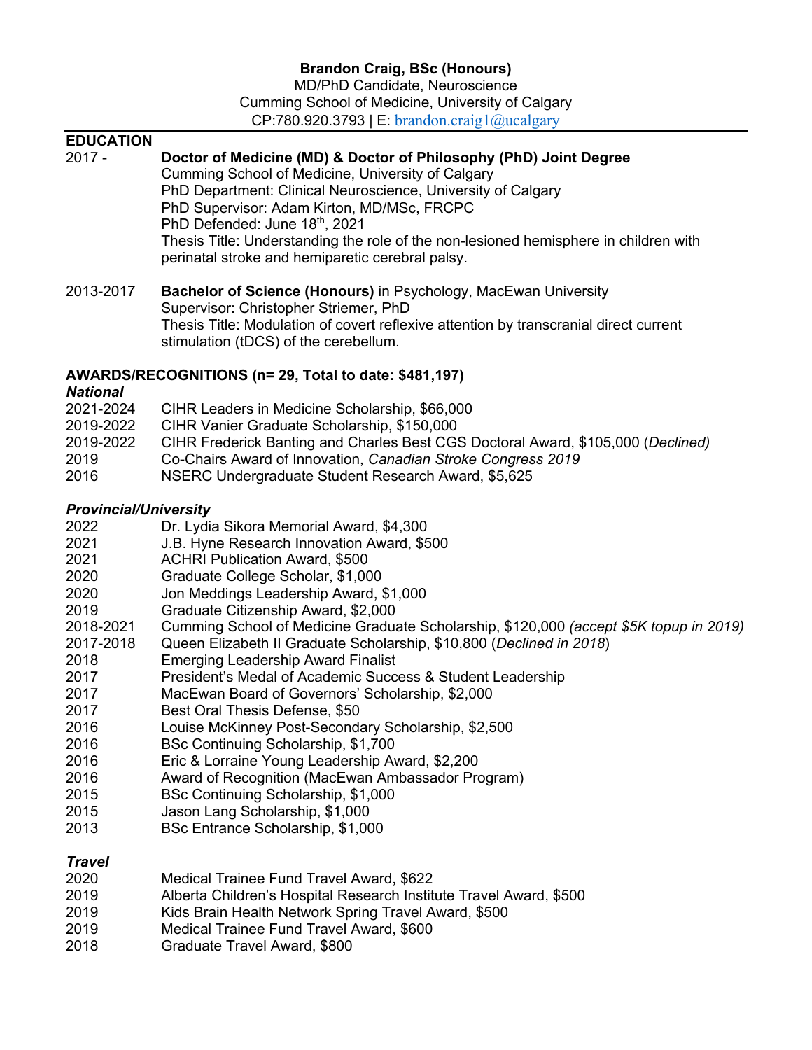# Brandon Craig, BSc (Honours)

MD/PhD Candidate, Neuroscience
Cumming School of Medicine, University of Calgary
CP:780.920.3793 | E: brandon.craig1@ucalgary

## EDUCATION

2017 - **Doctor of Medicine (MD) & Doctor of Philosophy (PhD) Joint Degree**
Cumming School of Medicine, University of Calgary
PhD Department: Clinical Neuroscience, University of Calgary
PhD Supervisor: Adam Kirton, MD/MSc, FRCPC
PhD Defended: June 18th, 2021
Thesis Title: Understanding the role of the non-lesioned hemisphere in children with perinatal stroke and hemiparetic cerebral palsy.

2013-2017 **Bachelor of Science (Honours)** in Psychology, MacEwan University
Supervisor: Christopher Striemer, PhD
Thesis Title: Modulation of covert reflexive attention by transcranial direct current stimulation (tDCS) of the cerebellum.

## AWARDS/RECOGNITIONS (n= 29, Total to date: $481,197)

### *National*

| | |
|---|---|
| 2021-2024 | CIHR Leaders in Medicine Scholarship, $66,000 |
| 2019-2022 | CIHR Vanier Graduate Scholarship, $150,000 |
| 2019-2022 | CIHR Frederick Banting and Charles Best CGS Doctoral Award, $105,000 (*Declined)* |
| 2019 | Co-Chairs Award of Innovation, *Canadian Stroke Congress 2019* |
| 2016 | NSERC Undergraduate Student Research Award, $5,625 |

### *Provincial/University*

| | |
|---|---|
| 2022 | Dr. Lydia Sikora Memorial Award, $4,300 |
| 2021 | J.B. Hyne Research Innovation Award, $500 |
| 2021 | ACHRI Publication Award, $500 |
| 2020 | Graduate College Scholar, $1,000 |
| 2020 | Jon Meddings Leadership Award, $1,000 |
| 2019 | Graduate Citizenship Award, $2,000 |
| 2018-2021 | Cumming School of Medicine Graduate Scholarship, $120,000 *(accept $5K topup in 2019)* |
| 2017-2018 | Queen Elizabeth II Graduate Scholarship, $10,800 (*Declined in 2018*) |
| 2018 | Emerging Leadership Award Finalist |
| 2017 | President's Medal of Academic Success & Student Leadership |
| 2017 | MacEwan Board of Governors' Scholarship, $2,000 |
| 2017 | Best Oral Thesis Defense, $50 |
| 2016 | Louise McKinney Post-Secondary Scholarship, $2,500 |
| 2016 | BSc Continuing Scholarship, $1,700 |
| 2016 | Eric & Lorraine Young Leadership Award, $2,200 |
| 2016 | Award of Recognition (MacEwan Ambassador Program) |
| 2015 | BSc Continuing Scholarship, $1,000 |
| 2015 | Jason Lang Scholarship, $1,000 |
| 2013 | BSc Entrance Scholarship, $1,000 |

### *Travel*

| | |
|---|---|
| 2020 | Medical Trainee Fund Travel Award, $622 |
| 2019 | Alberta Children's Hospital Research Institute Travel Award, $500 |
| 2019 | Kids Brain Health Network Spring Travel Award, $500 |
| 2019 | Medical Trainee Fund Travel Award, $600 |
| 2018 | Graduate Travel Award, $800 |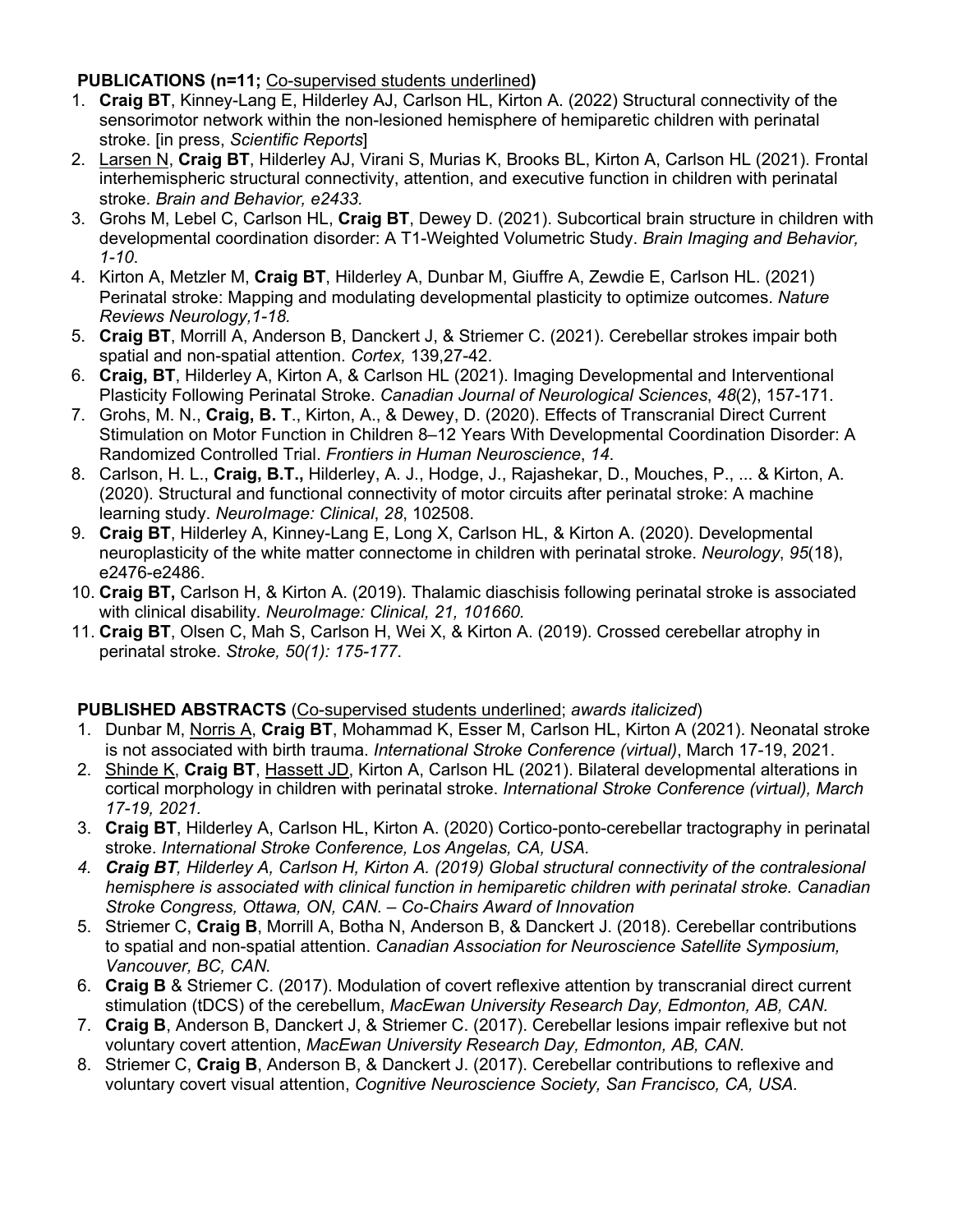**PUBLICATIONS (n=11;** <u>Co-supervised students underlined</u>**)**

1. **Craig BT**, Kinney-Lang E, Hilderley AJ, Carlson HL, Kirton A. (2022) Structural connectivity of the sensorimotor network within the non-lesioned hemisphere of hemiparetic children with perinatal stroke. [in press, *Scientific Reports*]
2. <u>Larsen N</u>, **Craig BT**, Hilderley AJ, Virani S, Murias K, Brooks BL, Kirton A, Carlson HL (2021). Frontal interhemispheric structural connectivity, attention, and executive function in children with perinatal stroke. *Brain and Behavior, e2433.*
3. Grohs M, Lebel C, Carlson HL, **Craig BT**, Dewey D. (2021). Subcortical brain structure in children with developmental coordination disorder: A T1-Weighted Volumetric Study. *Brain Imaging and Behavior, 1-10*.
4. Kirton A, Metzler M, **Craig BT**, Hilderley A, Dunbar M, Giuffre A, Zewdie E, Carlson HL. (2021) Perinatal stroke: Mapping and modulating developmental plasticity to optimize outcomes. *Nature Reviews Neurology,1-18.*
5. **Craig BT**, Morrill A, Anderson B, Danckert J, & Striemer C. (2021). Cerebellar strokes impair both spatial and non-spatial attention. *Cortex,* 139,27-42.
6. **Craig, BT**, Hilderley A, Kirton A, & Carlson HL (2021). Imaging Developmental and Interventional Plasticity Following Perinatal Stroke. *Canadian Journal of Neurological Sciences*, *48*(2), 157-171.
7. Grohs, M. N., **Craig, B. T**., Kirton, A., & Dewey, D. (2020). Effects of Transcranial Direct Current Stimulation on Motor Function in Children 8–12 Years With Developmental Coordination Disorder: A Randomized Controlled Trial. *Frontiers in Human Neuroscience*, *14*.
8. Carlson, H. L., **Craig, B.T.,** Hilderley, A. J., Hodge, J., Rajashekar, D., Mouches, P., ... & Kirton, A. (2020). Structural and functional connectivity of motor circuits after perinatal stroke: A machine learning study. *NeuroImage: Clinical*, *28*, 102508.
9. **Craig BT**, Hilderley A, Kinney-Lang E, Long X, Carlson HL, & Kirton A. (2020). Developmental neuroplasticity of the white matter connectome in children with perinatal stroke. *Neurology*, *95*(18), e2476-e2486.
10. **Craig BT,** Carlson H, & Kirton A. (2019). Thalamic diaschisis following perinatal stroke is associated with clinical disability. *NeuroImage: Clinical, 21, 101660.*
11. **Craig BT**, Olsen C, Mah S, Carlson H, Wei X, & Kirton A. (2019). Crossed cerebellar atrophy in perinatal stroke. *Stroke, 50(1): 175-177*.

**PUBLISHED ABSTRACTS** (<u>Co-supervised students underlined</u>; *awards italicized*)

1. Dunbar M, <u>Norris A</u>, **Craig BT**, Mohammad K, Esser M, Carlson HL, Kirton A (2021). Neonatal stroke is not associated with birth trauma. *International Stroke Conference (virtual)*, March 17-19, 2021.
2. <u>Shinde K</u>, **Craig BT**, <u>Hassett JD</u>, Kirton A, Carlson HL (2021). Bilateral developmental alterations in cortical morphology in children with perinatal stroke. *International Stroke Conference (virtual), March 17-19, 2021.*
3. **Craig BT**, Hilderley A, Carlson HL, Kirton A. (2020) Cortico-ponto-cerebellar tractography in perinatal stroke. *International Stroke Conference, Los Angelas, CA, USA.*
4. ***Craig BT**, Hilderley A, Carlson H, Kirton A. (2019) Global structural connectivity of the contralesional hemisphere is associated with clinical function in hemiparetic children with perinatal stroke. Canadian Stroke Congress, Ottawa, ON, CAN. – Co-Chairs Award of Innovation*
5. Striemer C, **Craig B**, Morrill A, Botha N, Anderson B, & Danckert J. (2018). Cerebellar contributions to spatial and non-spatial attention. *Canadian Association for Neuroscience Satellite Symposium, Vancouver, BC, CAN.*
6. **Craig B** & Striemer C. (2017). Modulation of covert reflexive attention by transcranial direct current stimulation (tDCS) of the cerebellum, *MacEwan University Research Day, Edmonton, AB, CAN.*
7. **Craig B**, Anderson B, Danckert J, & Striemer C. (2017). Cerebellar lesions impair reflexive but not voluntary covert attention, *MacEwan University Research Day, Edmonton, AB, CAN.*
8. Striemer C, **Craig B**, Anderson B, & Danckert J. (2017). Cerebellar contributions to reflexive and voluntary covert visual attention, *Cognitive Neuroscience Society, San Francisco, CA, USA.*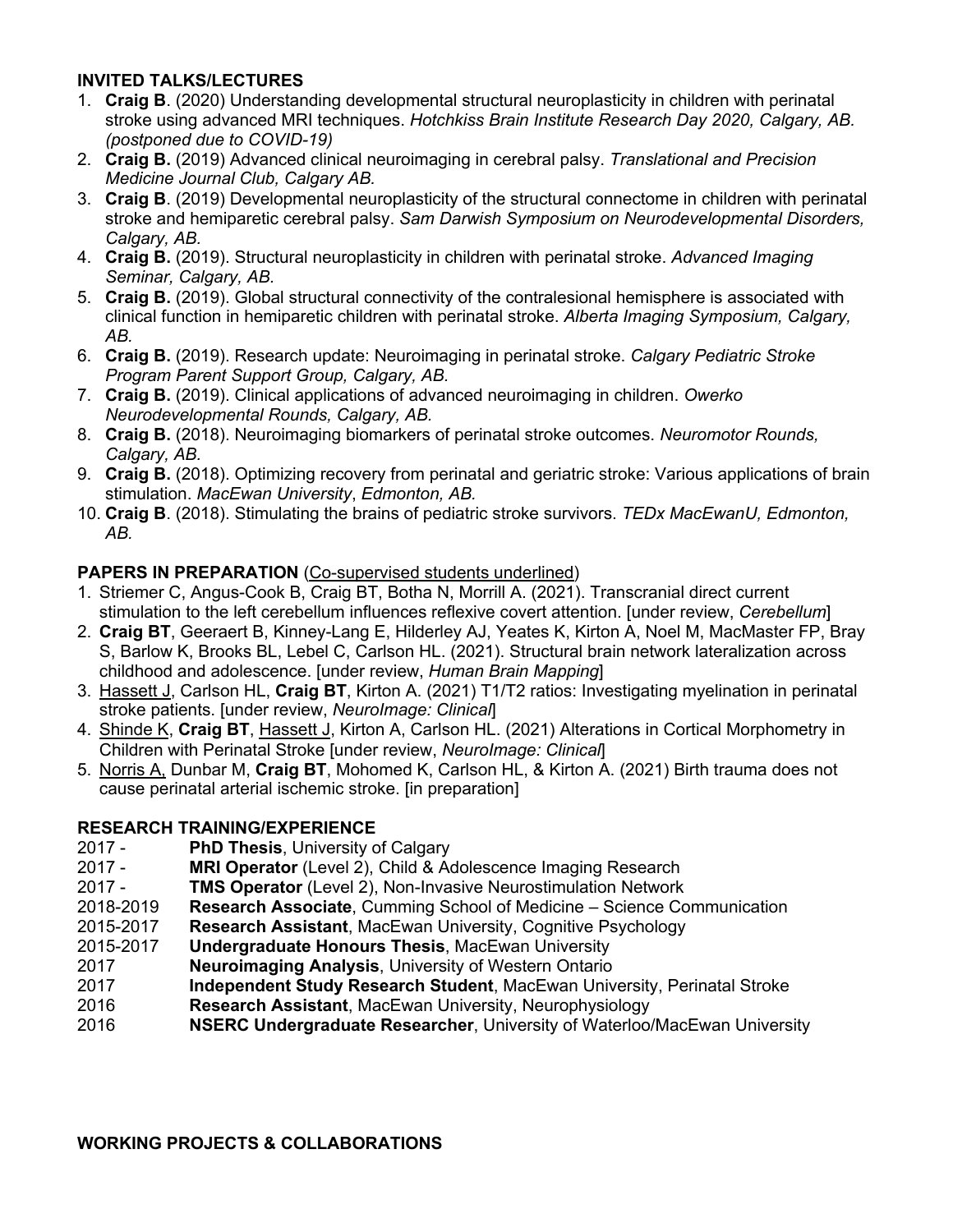**INVITED TALKS/LECTURES**

1. **Craig B**. (2020) Understanding developmental structural neuroplasticity in children with perinatal stroke using advanced MRI techniques. *Hotchkiss Brain Institute Research Day 2020, Calgary, AB. (postponed due to COVID-19)*
2. **Craig B.** (2019) Advanced clinical neuroimaging in cerebral palsy. *Translational and Precision Medicine Journal Club, Calgary AB.*
3. **Craig B**. (2019) Developmental neuroplasticity of the structural connectome in children with perinatal stroke and hemiparetic cerebral palsy. *Sam Darwish Symposium on Neurodevelopmental Disorders, Calgary, AB.*
4. **Craig B.** (2019). Structural neuroplasticity in children with perinatal stroke. *Advanced Imaging Seminar, Calgary, AB.*
5. **Craig B.** (2019). Global structural connectivity of the contralesional hemisphere is associated with clinical function in hemiparetic children with perinatal stroke. *Alberta Imaging Symposium, Calgary, AB.*
6. **Craig B.** (2019). Research update: Neuroimaging in perinatal stroke. *Calgary Pediatric Stroke Program Parent Support Group, Calgary, AB.*
7. **Craig B.** (2019). Clinical applications of advanced neuroimaging in children. *Owerko Neurodevelopmental Rounds, Calgary, AB.*
8. **Craig B.** (2018). Neuroimaging biomarkers of perinatal stroke outcomes. *Neuromotor Rounds, Calgary, AB.*
9. **Craig B.** (2018). Optimizing recovery from perinatal and geriatric stroke: Various applications of brain stimulation. *MacEwan University*, *Edmonton, AB.*
10. **Craig B**. (2018). Stimulating the brains of pediatric stroke survivors. *TEDx MacEwanU, Edmonton, AB.*

**PAPERS IN PREPARATION** (<u>Co-supervised students underlined</u>)

1. Striemer C, Angus-Cook B, Craig BT, Botha N, Morrill A. (2021). Transcranial direct current stimulation to the left cerebellum influences reflexive covert attention. [under review, *Cerebellum*]
2. **Craig BT**, Geeraert B, Kinney-Lang E, Hilderley AJ, Yeates K, Kirton A, Noel M, MacMaster FP, Bray S, Barlow K, Brooks BL, Lebel C, Carlson HL. (2021). Structural brain network lateralization across childhood and adolescence. [under review, *Human Brain Mapping*]
3. <u>Hassett J</u>, Carlson HL, **Craig BT**, Kirton A. (2021) T1/T2 ratios: Investigating myelination in perinatal stroke patients. [under review, *NeuroImage: Clinical*]
4. <u>Shinde K</u>, **Craig BT**, <u>Hassett J</u>, Kirton A, Carlson HL. (2021) Alterations in Cortical Morphometry in Children with Perinatal Stroke [under review, *NeuroImage: Clinical*]
5. <u>Norris A,</u> Dunbar M, **Craig BT**, Mohomed K, Carlson HL, & Kirton A. (2021) Birth trauma does not cause perinatal arterial ischemic stroke. [in preparation]

**RESEARCH TRAINING/EXPERIENCE**

2017 - **PhD Thesis**, University of Calgary
2017 - **MRI Operator** (Level 2), Child & Adolescence Imaging Research
2017 - **TMS Operator** (Level 2), Non-Invasive Neurostimulation Network
2018-2019 **Research Associate**, Cumming School of Medicine – Science Communication
2015-2017 **Research Assistant**, MacEwan University, Cognitive Psychology
2015-2017 **Undergraduate Honours Thesis**, MacEwan University
2017 **Neuroimaging Analysis**, University of Western Ontario
2017 **Independent Study Research Student**, MacEwan University, Perinatal Stroke
2016 **Research Assistant**, MacEwan University, Neurophysiology
2016 **NSERC Undergraduate Researcher**, University of Waterloo/MacEwan University

**WORKING PROJECTS & COLLABORATIONS**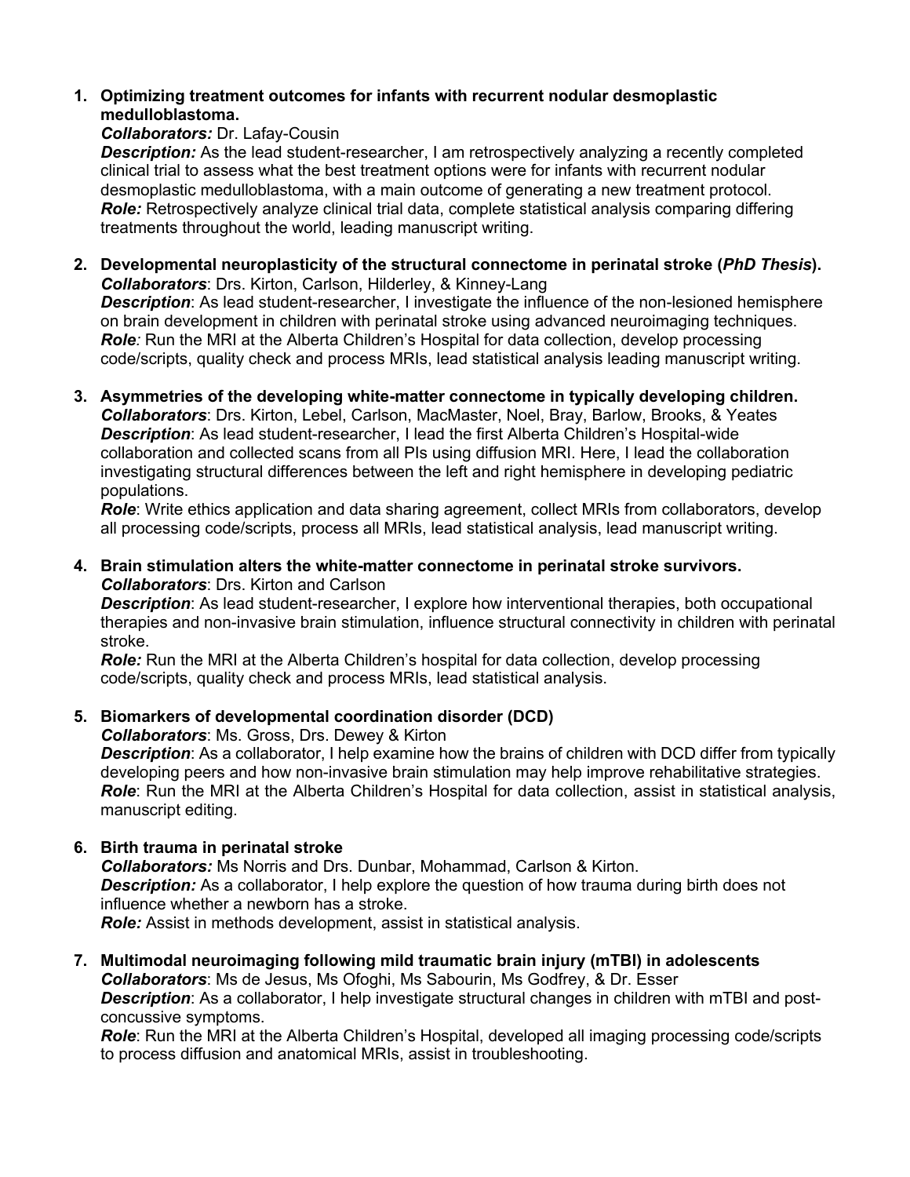1. **Optimizing treatment outcomes for infants with recurrent nodular desmoplastic medulloblastoma.**
   ***Collaborators:*** Dr. Lafay-Cousin
   ***Description:*** As the lead student-researcher, I am retrospectively analyzing a recently completed clinical trial to assess what the best treatment options were for infants with recurrent nodular desmoplastic medulloblastoma, with a main outcome of generating a new treatment protocol.
   ***Role:*** Retrospectively analyze clinical trial data, complete statistical analysis comparing differing treatments throughout the world, leading manuscript writing.

2. **Developmental neuroplasticity of the structural connectome in perinatal stroke (*PhD Thesis*).**
   ***Collaborators***: Drs. Kirton, Carlson, Hilderley, & Kinney-Lang
   ***Description***: As lead student-researcher, I investigate the influence of the non-lesioned hemisphere on brain development in children with perinatal stroke using advanced neuroimaging techniques.
   ***Role:*** Run the MRI at the Alberta Children's Hospital for data collection, develop processing code/scripts, quality check and process MRIs, lead statistical analysis leading manuscript writing.

3. **Asymmetries of the developing white-matter connectome in typically developing children.**
   ***Collaborators***: Drs. Kirton, Lebel, Carlson, MacMaster, Noel, Bray, Barlow, Brooks, & Yeates
   ***Description***: As lead student-researcher, I lead the first Alberta Children's Hospital-wide collaboration and collected scans from all PIs using diffusion MRI. Here, I lead the collaboration investigating structural differences between the left and right hemisphere in developing pediatric populations.
   ***Role***: Write ethics application and data sharing agreement, collect MRIs from collaborators, develop all processing code/scripts, process all MRIs, lead statistical analysis, lead manuscript writing.

4. **Brain stimulation alters the white-matter connectome in perinatal stroke survivors.**
   ***Collaborators***: Drs. Kirton and Carlson
   ***Description***: As lead student-researcher, I explore how interventional therapies, both occupational therapies and non-invasive brain stimulation, influence structural connectivity in children with perinatal stroke.
   ***Role:*** Run the MRI at the Alberta Children's hospital for data collection, develop processing code/scripts, quality check and process MRIs, lead statistical analysis.

5. **Biomarkers of developmental coordination disorder (DCD)**
   ***Collaborators***: Ms. Gross, Drs. Dewey & Kirton
   ***Description***: As a collaborator, I help examine how the brains of children with DCD differ from typically developing peers and how non-invasive brain stimulation may help improve rehabilitative strategies.
   ***Role***: Run the MRI at the Alberta Children's Hospital for data collection, assist in statistical analysis, manuscript editing.

6. **Birth trauma in perinatal stroke**
   ***Collaborators:*** Ms Norris and Drs. Dunbar, Mohammad, Carlson & Kirton.
   ***Description:*** As a collaborator, I help explore the question of how trauma during birth does not influence whether a newborn has a stroke.
   ***Role:*** Assist in methods development, assist in statistical analysis.

7. **Multimodal neuroimaging following mild traumatic brain injury (mTBI) in adolescents**
   ***Collaborators***: Ms de Jesus, Ms Ofoghi, Ms Sabourin, Ms Godfrey, & Dr. Esser
   ***Description***: As a collaborator, I help investigate structural changes in children with mTBI and post-concussive symptoms.
   ***Role***: Run the MRI at the Alberta Children's Hospital, developed all imaging processing code/scripts to process diffusion and anatomical MRIs, assist in troubleshooting.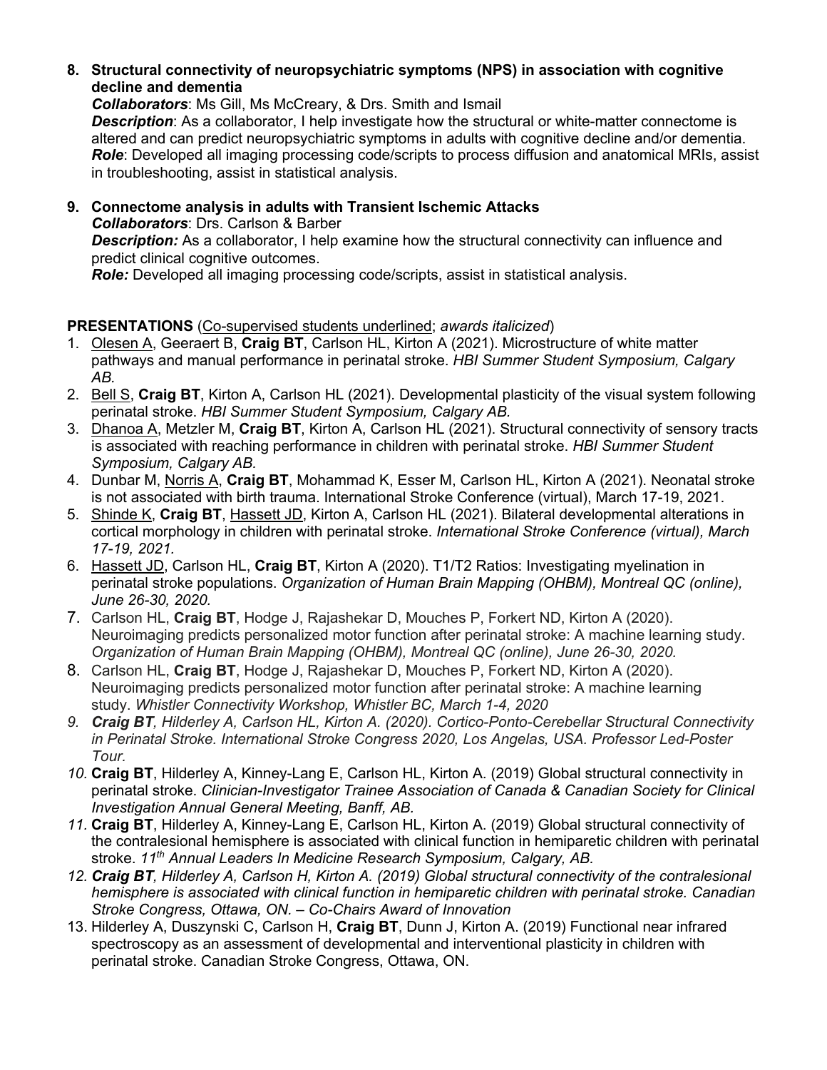8. **Structural connectivity of neuropsychiatric symptoms (NPS) in association with cognitive decline and dementia**
   ***Collaborators***: Ms Gill, Ms McCreary, & Drs. Smith and Ismail
   ***Description***: As a collaborator, I help investigate how the structural or white-matter connectome is altered and can predict neuropsychiatric symptoms in adults with cognitive decline and/or dementia.
   ***Role***: Developed all imaging processing code/scripts to process diffusion and anatomical MRIs, assist in troubleshooting, assist in statistical analysis.

9. **Connectome analysis in adults with Transient Ischemic Attacks**
   ***Collaborators***: Drs. Carlson & Barber
   ***Description:*** As a collaborator, I help examine how the structural connectivity can influence and predict clinical cognitive outcomes.
   ***Role:*** Developed all imaging processing code/scripts, assist in statistical analysis.

**PRESENTATIONS** (<u>Co-supervised students underlined</u>; *awards italicized*)

1. <u>Olesen A</u>, Geeraert B, **Craig BT**, Carlson HL, Kirton A (2021). Microstructure of white matter pathways and manual performance in perinatal stroke. *HBI Summer Student Symposium, Calgary AB.*
2. <u>Bell S</u>, **Craig BT**, Kirton A, Carlson HL (2021). Developmental plasticity of the visual system following perinatal stroke. *HBI Summer Student Symposium, Calgary AB.*
3. <u>Dhanoa A</u>, Metzler M, **Craig BT**, Kirton A, Carlson HL (2021). Structural connectivity of sensory tracts is associated with reaching performance in children with perinatal stroke. *HBI Summer Student Symposium, Calgary AB.*
4. Dunbar M, <u>Norris A</u>, **Craig BT**, Mohammad K, Esser M, Carlson HL, Kirton A (2021). Neonatal stroke is not associated with birth trauma. International Stroke Conference (virtual), March 17-19, 2021.
5. <u>Shinde K</u>, **Craig BT**, <u>Hassett JD</u>, Kirton A, Carlson HL (2021). Bilateral developmental alterations in cortical morphology in children with perinatal stroke. *International Stroke Conference (virtual), March 17-19, 2021.*
6. <u>Hassett JD</u>, Carlson HL, **Craig BT**, Kirton A (2020). T1/T2 Ratios: Investigating myelination in perinatal stroke populations. *Organization of Human Brain Mapping (OHBM), Montreal QC (online), June 26-30, 2020.*
7. Carlson HL, **Craig BT**, Hodge J, Rajashekar D, Mouches P, Forkert ND, Kirton A (2020). Neuroimaging predicts personalized motor function after perinatal stroke: A machine learning study. *Organization of Human Brain Mapping (OHBM), Montreal QC (online), June 26-30, 2020.*
8. Carlson HL, **Craig BT**, Hodge J, Rajashekar D, Mouches P, Forkert ND, Kirton A (2020). Neuroimaging predicts personalized motor function after perinatal stroke: A machine learning study. *Whistler Connectivity Workshop, Whistler BC, March 1-4, 2020*
9. ***Craig BT****, Hilderley A, Carlson HL, Kirton A. (2020). Cortico-Ponto-Cerebellar Structural Connectivity in Perinatal Stroke. International Stroke Congress 2020, Los Angelas, USA. Professor Led-Poster Tour.*
10. **Craig BT**, Hilderley A, Kinney-Lang E, Carlson HL, Kirton A. (2019) Global structural connectivity in perinatal stroke. *Clinician-Investigator Trainee Association of Canada & Canadian Society for Clinical Investigation Annual General Meeting, Banff, AB.*
11. **Craig BT**, Hilderley A, Kinney-Lang E, Carlson HL, Kirton A. (2019) Global structural connectivity of the contralesional hemisphere is associated with clinical function in hemiparetic children with perinatal stroke. *11th Annual Leaders In Medicine Research Symposium, Calgary, AB.*
12. ***Craig BT****, Hilderley A, Carlson H, Kirton A. (2019) Global structural connectivity of the contralesional hemisphere is associated with clinical function in hemiparetic children with perinatal stroke. Canadian Stroke Congress, Ottawa, ON. – Co-Chairs Award of Innovation*
13. Hilderley A, Duszynski C, Carlson H, **Craig BT**, Dunn J, Kirton A. (2019) Functional near infrared spectroscopy as an assessment of developmental and interventional plasticity in children with perinatal stroke. Canadian Stroke Congress, Ottawa, ON.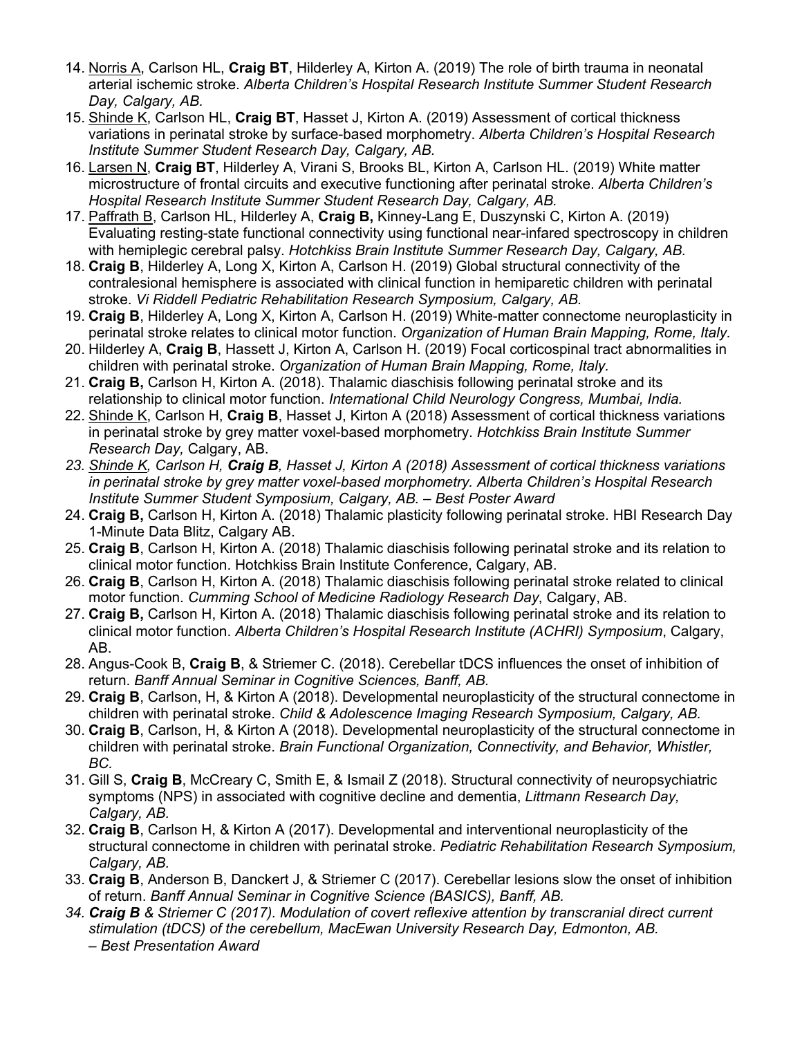14. <u>Norris A</u>, Carlson HL, **Craig BT**, Hilderley A, Kirton A. (2019) The role of birth trauma in neonatal arterial ischemic stroke. *Alberta Children's Hospital Research Institute Summer Student Research Day, Calgary, AB.*
15. <u>Shinde K</u>, Carlson HL, **Craig BT**, Hasset J, Kirton A. (2019) Assessment of cortical thickness variations in perinatal stroke by surface-based morphometry. *Alberta Children's Hospital Research Institute Summer Student Research Day, Calgary, AB.*
16. <u>Larsen N</u>, **Craig BT**, Hilderley A, Virani S, Brooks BL, Kirton A, Carlson HL. (2019) White matter microstructure of frontal circuits and executive functioning after perinatal stroke. *Alberta Children's Hospital Research Institute Summer Student Research Day, Calgary, AB.*
17. <u>Paffrath B</u>, Carlson HL, Hilderley A, **Craig B,** Kinney-Lang E, Duszynski C, Kirton A. (2019) Evaluating resting-state functional connectivity using functional near-infared spectroscopy in children with hemiplegic cerebral palsy. *Hotchkiss Brain Institute Summer Research Day, Calgary, AB.*
18. **Craig B**, Hilderley A, Long X, Kirton A, Carlson H. (2019) Global structural connectivity of the contralesional hemisphere is associated with clinical function in hemiparetic children with perinatal stroke. *Vi Riddell Pediatric Rehabilitation Research Symposium, Calgary, AB.*
19. **Craig B**, Hilderley A, Long X, Kirton A, Carlson H. (2019) White-matter connectome neuroplasticity in perinatal stroke relates to clinical motor function. *Organization of Human Brain Mapping, Rome, Italy.*
20. Hilderley A, **Craig B**, Hassett J, Kirton A, Carlson H. (2019) Focal corticospinal tract abnormalities in children with perinatal stroke. *Organization of Human Brain Mapping, Rome, Italy.*
21. **Craig B,** Carlson H, Kirton A. (2018). Thalamic diaschisis following perinatal stroke and its relationship to clinical motor function. *International Child Neurology Congress, Mumbai, India.*
22. <u>Shinde K</u>, Carlson H, **Craig B**, Hasset J, Kirton A (2018) Assessment of cortical thickness variations in perinatal stroke by grey matter voxel-based morphometry. *Hotchkiss Brain Institute Summer Research Day,* Calgary, AB.
23. *<u>Shinde K</u>, Carlson H, **Craig B**, Hasset J, Kirton A (2018) Assessment of cortical thickness variations in perinatal stroke by grey matter voxel-based morphometry. Alberta Children's Hospital Research Institute Summer Student Symposium, Calgary, AB. – Best Poster Award*
24. **Craig B,** Carlson H, Kirton A. (2018) Thalamic plasticity following perinatal stroke. HBI Research Day 1-Minute Data Blitz, Calgary AB.
25. **Craig B**, Carlson H, Kirton A. (2018) Thalamic diaschisis following perinatal stroke and its relation to clinical motor function. Hotchkiss Brain Institute Conference, Calgary, AB.
26. **Craig B**, Carlson H, Kirton A. (2018) Thalamic diaschisis following perinatal stroke related to clinical motor function. *Cumming School of Medicine Radiology Research Day*, Calgary, AB.
27. **Craig B,** Carlson H, Kirton A. (2018) Thalamic diaschisis following perinatal stroke and its relation to clinical motor function. *Alberta Children's Hospital Research Institute (ACHRI) Symposium*, Calgary, AB.
28. Angus-Cook B, **Craig B**, & Striemer C. (2018). Cerebellar tDCS influences the onset of inhibition of return. *Banff Annual Seminar in Cognitive Sciences, Banff, AB.*
29. **Craig B**, Carlson, H, & Kirton A (2018). Developmental neuroplasticity of the structural connectome in children with perinatal stroke. *Child & Adolescence Imaging Research Symposium, Calgary, AB.*
30. **Craig B**, Carlson, H, & Kirton A (2018). Developmental neuroplasticity of the structural connectome in children with perinatal stroke. *Brain Functional Organization, Connectivity, and Behavior, Whistler, BC.*
31. Gill S, **Craig B**, McCreary C, Smith E, & Ismail Z (2018). Structural connectivity of neuropsychiatric symptoms (NPS) in associated with cognitive decline and dementia, *Littmann Research Day, Calgary, AB.*
32. **Craig B**, Carlson H, & Kirton A (2017). Developmental and interventional neuroplasticity of the structural connectome in children with perinatal stroke. *Pediatric Rehabilitation Research Symposium, Calgary, AB.*
33. **Craig B**, Anderson B, Danckert J, & Striemer C (2017). Cerebellar lesions slow the onset of inhibition of return. *Banff Annual Seminar in Cognitive Science (BASICS), Banff, AB.*
34. ***Craig B** & Striemer C (2017). Modulation of covert reflexive attention by transcranial direct current stimulation (tDCS) of the cerebellum, MacEwan University Research Day, Edmonton, AB. – Best Presentation Award*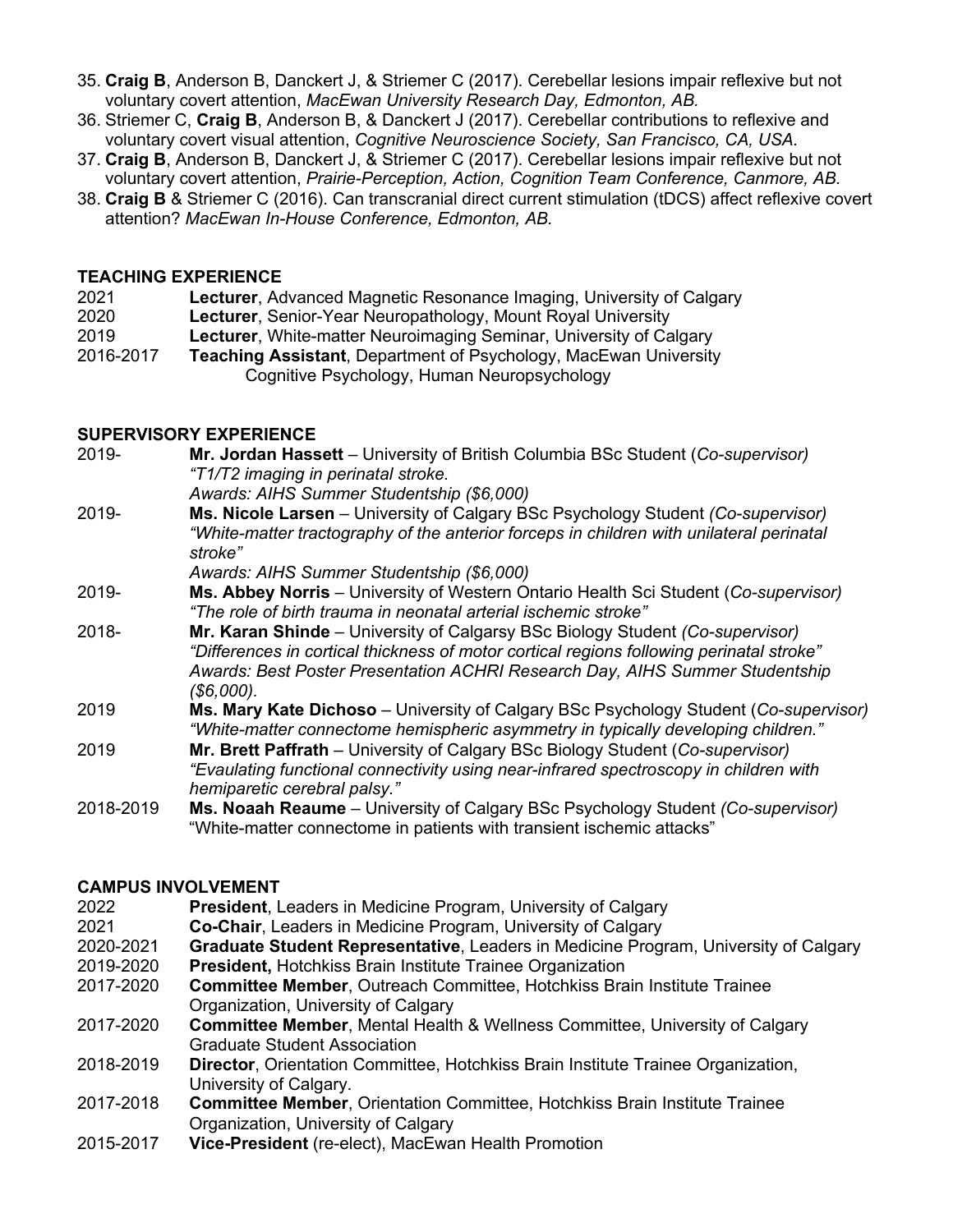35. **Craig B**, Anderson B, Danckert J, & Striemer C (2017). Cerebellar lesions impair reflexive but not voluntary covert attention, *MacEwan University Research Day, Edmonton, AB.*
36. Striemer C, **Craig B**, Anderson B, & Danckert J (2017). Cerebellar contributions to reflexive and voluntary covert visual attention, *Cognitive Neuroscience Society, San Francisco, CA, USA.*
37. **Craig B**, Anderson B, Danckert J, & Striemer C (2017). Cerebellar lesions impair reflexive but not voluntary covert attention, *Prairie-Perception, Action, Cognition Team Conference, Canmore, AB.*
38. **Craig B** & Striemer C (2016). Can transcranial direct current stimulation (tDCS) affect reflexive covert attention? *MacEwan In-House Conference, Edmonton, AB.*

## TEACHING EXPERIENCE

2021 **Lecturer**, Advanced Magnetic Resonance Imaging, University of Calgary
2020 **Lecturer**, Senior-Year Neuropathology, Mount Royal University
2019 **Lecturer**, White-matter Neuroimaging Seminar, University of Calgary
2016-2017 **Teaching Assistant**, Department of Psychology, MacEwan University
Cognitive Psychology, Human Neuropsychology

## SUPERVISORY EXPERIENCE

2019- **Mr. Jordan Hassett** – University of British Columbia BSc Student (*Co-supervisor)*
*"T1/T2 imaging in perinatal stroke.*
*Awards: AIHS Summer Studentship ($6,000)*

2019- **Ms. Nicole Larsen** – University of Calgary BSc Psychology Student *(Co-supervisor)*
*"White-matter tractography of the anterior forceps in children with unilateral perinatal stroke"*
*Awards: AIHS Summer Studentship ($6,000)*

2019- **Ms. Abbey Norris** – University of Western Ontario Health Sci Student (*Co-supervisor)*
*"The role of birth trauma in neonatal arterial ischemic stroke"*

2018- **Mr. Karan Shinde** – University of Calgarsy BSc Biology Student *(Co-supervisor)*
*"Differences in cortical thickness of motor cortical regions following perinatal stroke"*
*Awards: Best Poster Presentation ACHRI Research Day, AIHS Summer Studentship ($6,000).*

2019 **Ms. Mary Kate Dichoso** – University of Calgary BSc Psychology Student (*Co-supervisor)*
*"White-matter connectome hemispheric asymmetry in typically developing children."*

2019 **Mr. Brett Paffrath** – University of Calgary BSc Biology Student (*Co-supervisor)*
*"Evaulating functional connectivity using near-infrared spectroscopy in children with hemiparetic cerebral palsy."*

2018-2019 **Ms. Noaah Reaume** – University of Calgary BSc Psychology Student *(Co-supervisor)*
"White-matter connectome in patients with transient ischemic attacks"

## CAMPUS INVOLVEMENT

2022 **President**, Leaders in Medicine Program, University of Calgary
2021 **Co-Chair**, Leaders in Medicine Program, University of Calgary
2020-2021 **Graduate Student Representative**, Leaders in Medicine Program, University of Calgary
2019-2020 **President,** Hotchkiss Brain Institute Trainee Organization
2017-2020 **Committee Member**, Outreach Committee, Hotchkiss Brain Institute Trainee Organization, University of Calgary
2017-2020 **Committee Member**, Mental Health & Wellness Committee, University of Calgary Graduate Student Association
2018-2019 **Director**, Orientation Committee, Hotchkiss Brain Institute Trainee Organization, University of Calgary.
2017-2018 **Committee Member**, Orientation Committee, Hotchkiss Brain Institute Trainee Organization, University of Calgary
2015-2017 **Vice-President** (re-elect), MacEwan Health Promotion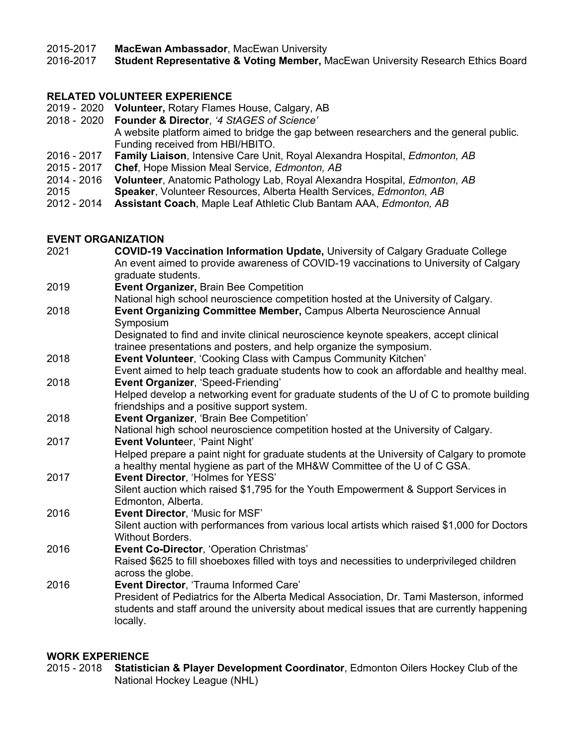2015-2017 **MacEwan Ambassador**, MacEwan University
2016-2017 **Student Representative & Voting Member,** MacEwan University Research Ethics Board

## RELATED VOLUNTEER EXPERIENCE

2019 - 2020 **Volunteer,** Rotary Flames House, Calgary, AB
2018 - 2020 **Founder & Director**, *'4 StAGES of Science'*
A website platform aimed to bridge the gap between researchers and the general public. Funding received from HBI/HBITO.
2016 - 2017 **Family Liaison**, Intensive Care Unit, Royal Alexandra Hospital, *Edmonton, AB*
2015 - 2017 **Chef**, Hope Mission Meal Service, *Edmonton, AB*
2014 - 2016 **Volunteer**, Anatomic Pathology Lab, Royal Alexandra Hospital, *Edmonton, AB*
2015 **Speaker**, Volunteer Resources, Alberta Health Services, *Edmonton, AB*
2012 - 2014 **Assistant Coach**, Maple Leaf Athletic Club Bantam AAA, *Edmonton, AB*

## EVENT ORGANIZATION

2021 **COVID-19 Vaccination Information Update,** University of Calgary Graduate College
An event aimed to provide awareness of COVID-19 vaccinations to University of Calgary graduate students.

2019 **Event Organizer,** Brain Bee Competition
National high school neuroscience competition hosted at the University of Calgary.

2018 **Event Organizing Committee Member,** Campus Alberta Neuroscience Annual Symposium
Designated to find and invite clinical neuroscience keynote speakers, accept clinical trainee presentations and posters, and help organize the symposium.

2018 **Event Volunteer**, 'Cooking Class with Campus Community Kitchen'
Event aimed to help teach graduate students how to cook an affordable and healthy meal.

2018 **Event Organizer**, 'Speed-Friending'
Helped develop a networking event for graduate students of the U of C to promote building friendships and a positive support system.

2018 **Event Organizer**, 'Brain Bee Competition'
National high school neuroscience competition hosted at the University of Calgary.

2017 **Event Volunte**er, 'Paint Night'
Helped prepare a paint night for graduate students at the University of Calgary to promote a healthy mental hygiene as part of the MH&W Committee of the U of C GSA.

2017 **Event Director**, 'Holmes for YESS'
Silent auction which raised $1,795 for the Youth Empowerment & Support Services in Edmonton, Alberta.

2016 **Event Director**, 'Music for MSF'
Silent auction with performances from various local artists which raised $1,000 for Doctors Without Borders.

2016 **Event Co-Director**, 'Operation Christmas'
Raised $625 to fill shoeboxes filled with toys and necessities to underprivileged children across the globe.

2016 **Event Director**, 'Trauma Informed Care'
President of Pediatrics for the Alberta Medical Association, Dr. Tami Masterson, informed students and staff around the university about medical issues that are currently happening locally.

## WORK EXPERIENCE

2015 - 2018 **Statistician & Player Development Coordinator**, Edmonton Oilers Hockey Club of the National Hockey League (NHL)